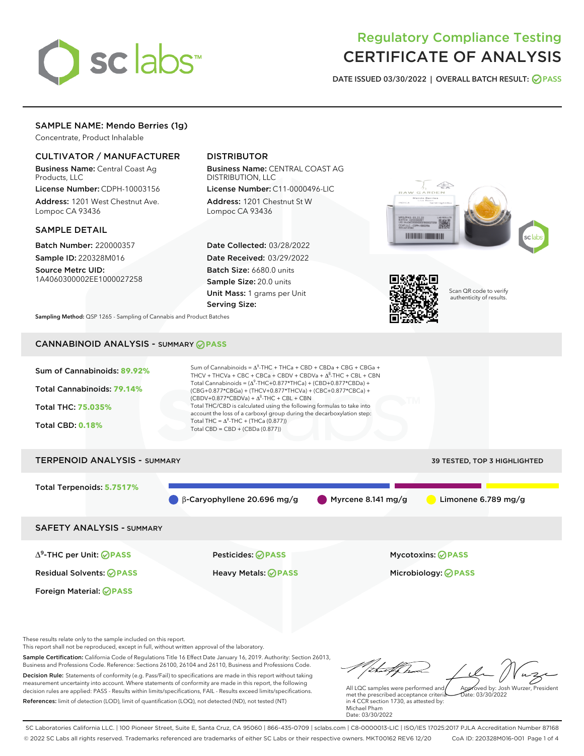# Regulatory Compliance Testing
# CERTIFICATE OF ANALYSIS

**DATE ISSUED 03/30/2022 | OVERALL BATCH RESULT: PASS**

## SAMPLE NAME: Mendo Berries (1g)

Concentrate, Product Inhalable

### CULTIVATOR / MANUFACTURER

**Business Name:** Central Coast Ag Products, LLC

**License Number:** CDPH-10003156

**Address:** 1201 West Chestnut Ave. Lompoc CA 93436

### DISTRIBUTOR

**Business Name:** CENTRAL COAST AG DISTRIBUTION, LLC

**License Number:** C11-0000496-LIC

**Address:** 1201 Chestnut St W Lompoc CA 93436

### SAMPLE DETAIL

**Batch Number:** 220000357

**Sample ID:** 220328M016

**Source Metrc UID:** 1A4060300002EE1000027258

**Date Collected:** 03/28/2022

**Date Received:** 03/29/2022

**Batch Size:** 6680.0 units

**Sample Size:** 20.0 units

**Unit Mass:** 1 grams per Unit

**Serving Size:**

Scan QR code to verify authenticity of results.

**Sampling Method:** QSP 1265 - Sampling of Cannabis and Product Batches

## CANNABINOID ANALYSIS - SUMMARY PASS

**Sum of Cannabinoids:** 89.92%

**Total Cannabinoids:** 79.14%

**Total THC:** 75.035%

**Total CBD:** 0.18%

Sum of Cannabinoids = $\Delta^9$-THC + THCa + CBD + CBDa + CBG + CBGa + THCV + THCVa + CBC + CBCa + CBDV + CBDVa + $\Delta^8$-THC + CBL + CBN

Total Cannabinoids = ($\Delta^9$-THC+0.877*THCa) + (CBD+0.877*CBDa) + (CBG+0.877*CBGa) + (THCV+0.877*THCVa) + (CBC+0.877*CBCa) + (CBDV+0.877*CBDVa) + $\Delta^8$-THC + CBL + CBN

Total THC/CBD is calculated using the following formulas to take into account the loss of a carboxyl group during the decarboxylation step:

Total THC = $\Delta^9$-THC + (THCa (0.877))

Total CBD = CBD + (CBDa (0.877))

## TERPENOID ANALYSIS - SUMMARY

39 TESTED, TOP 3 HIGHLIGHTED

**Total Terpenoids:** 5.7517%

β-Caryophyllene 20.696 mg/g | Myrcene 8.141 mg/g | Limonene 6.789 mg/g

## SAFETY ANALYSIS - SUMMARY

| | | |
|---|---|---|
| $\Delta^9$-THC per Unit: PASS | Pesticides: PASS | Mycotoxins: PASS |
| Residual Solvents: PASS | Heavy Metals: PASS | Microbiology: PASS |
| Foreign Material: PASS | | |

These results relate only to the sample included on this report.
This report shall not be reproduced, except in full, without written approval of the laboratory.

**Sample Certification:** California Code of Regulations Title 16 Effect Date January 16, 2019. Authority: Section 26013, Business and Professions Code. Reference: Sections 26100, 26104 and 26110, Business and Professions Code.

**Decision Rule:** Statements of conformity (e.g. Pass/Fail) to specifications are made in this report without taking measurement uncertainty into account. Where statements of conformity are made in this report, the following decision rules are applied: PASS - Results within limits/specifications, FAIL - Results exceed limits/specifications.

**References:** limit of detection (LOD), limit of quantification (LOQ), not detected (ND), not tested (NT)

All LQC samples were performed and met the prescribed acceptance criteria in 4 CCR section 1730, as attested by: Michael Pham
Date: 03/30/2022

Approved by: Josh Wurzer, President
Date: 03/30/2022

SC Laboratories California LLC. | 100 Pioneer Street, Suite E, Santa Cruz, CA 95060 | 866-435-0709 | sclabs.com | C8-0000013-LIC | ISO/IES 17025:2017 PJLA Accreditation Number 87168
© 2022 SC Labs all rights reserved. Trademarks referenced are trademarks of either SC Labs or their respective owners. MKT00162 REV6 12/20 CoA ID: 220328M016-001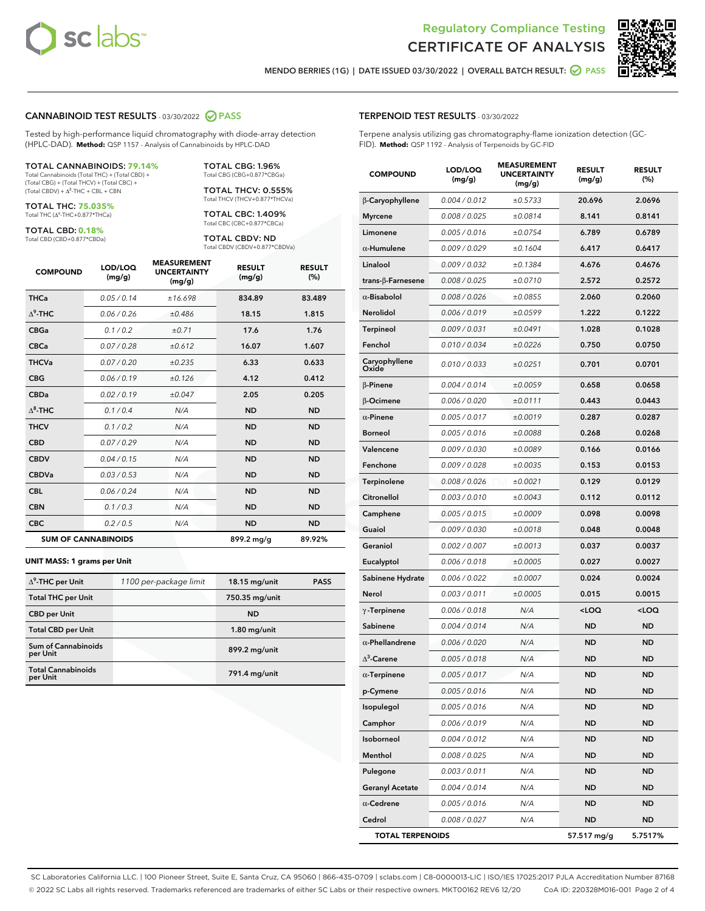Regulatory Compliance Testing
CERTIFICATE OF ANALYSIS

MENDO BERRIES (1G) | DATE ISSUED 03/30/2022 | OVERALL BATCH RESULT: PASS

## CANNABINOID TEST RESULTS - 03/30/2022 PASS

Tested by high-performance liquid chromatography with diode-array detection (HPLC-DAD). **Method:** QSP 1157 - Analysis of Cannabinoids by HPLC-DAD

**TOTAL CANNABINOIDS: 79.14%**
Total Cannabinoids (Total THC) + (Total CBD) + (Total CBG) + (Total THCV) + (Total CBC) + (Total CBDV) + $\Delta^8$-THC + CBL + CBN

**TOTAL THC: 75.035%**
Total THC ($\Delta^9$-THC+0.877*THCa)

**TOTAL CBD: 0.18%**
Total CBD (CBD+0.877*CBDa)

**TOTAL CBG: 1.96%**
Total CBG (CBG+0.877*CBGa)

**TOTAL THCV: 0.555%**
Total THCV (THCV+0.877*THCVa)

**TOTAL CBC: 1.409%**
Total CBC (CBC+0.877*CBCa)

**TOTAL CBDV: ND**
Total CBDV (CBDV+0.877*CBDVa)

| COMPOUND | LOD/LOQ (mg/g) | MEASUREMENT UNCERTAINTY (mg/g) | RESULT (mg/g) | RESULT (%) |
|---|---|---|---|---|
| THCa | 0.05 / 0.14 | ±16.698 | 834.89 | 83.489 |
| $\Delta^9$-THC | 0.06 / 0.26 | ±0.486 | 18.15 | 1.815 |
| CBGa | 0.1 / 0.2 | ±0.71 | 17.6 | 1.76 |
| CBCa | 0.07 / 0.28 | ±0.612 | 16.07 | 1.607 |
| THCVa | 0.07 / 0.20 | ±0.235 | 6.33 | 0.633 |
| CBG | 0.06 / 0.19 | ±0.126 | 4.12 | 0.412 |
| CBDa | 0.02 / 0.19 | ±0.047 | 2.05 | 0.205 |
| $\Delta^8$-THC | 0.1 / 0.4 | N/A | ND | ND |
| THCV | 0.1 / 0.2 | N/A | ND | ND |
| CBD | 0.07 / 0.29 | N/A | ND | ND |
| CBDV | 0.04 / 0.15 | N/A | ND | ND |
| CBDVa | 0.03 / 0.53 | N/A | ND | ND |
| CBL | 0.06 / 0.24 | N/A | ND | ND |
| CBN | 0.1 / 0.3 | N/A | ND | ND |
| CBC | 0.2 / 0.5 | N/A | ND | ND |
| **SUM OF CANNABINOIDS** | | | 899.2 mg/g | 89.92% |

**UNIT MASS: 1 grams per Unit**

| | | | |
|---|---|---|---|
| $\Delta^9$-THC per Unit | 1100 per-package limit | 18.15 mg/unit | PASS |
| Total THC per Unit | | 750.35 mg/unit | |
| CBD per Unit | | ND | |
| Total CBD per Unit | | 1.80 mg/unit | |
| Sum of Cannabinoids per Unit | | 899.2 mg/unit | |
| Total Cannabinoids per Unit | | 791.4 mg/unit | |

## TERPENOID TEST RESULTS - 03/30/2022

Terpene analysis utilizing gas chromatography-flame ionization detection (GC-FID). **Method:** QSP 1192 - Analysis of Terpenoids by GC-FID

| COMPOUND | LOD/LOQ (mg/g) | MEASUREMENT UNCERTAINTY (mg/g) | RESULT (mg/g) | RESULT (%) |
|---|---|---|---|---|
| β-Caryophyllene | 0.004 / 0.012 | ±0.5733 | 20.696 | 2.0696 |
| Myrcene | 0.008 / 0.025 | ±0.0814 | 8.141 | 0.8141 |
| Limonene | 0.005 / 0.016 | ±0.0754 | 6.789 | 0.6789 |
| α-Humulene | 0.009 / 0.029 | ±0.1604 | 6.417 | 0.6417 |
| Linalool | 0.009 / 0.032 | ±0.1384 | 4.676 | 0.4676 |
| trans-β-Farnesene | 0.008 / 0.025 | ±0.0710 | 2.572 | 0.2572 |
| α-Bisabolol | 0.008 / 0.026 | ±0.0855 | 2.060 | 0.2060 |
| Nerolidol | 0.006 / 0.019 | ±0.0599 | 1.222 | 0.1222 |
| Terpineol | 0.009 / 0.031 | ±0.0491 | 1.028 | 0.1028 |
| Fenchol | 0.010 / 0.034 | ±0.0226 | 0.750 | 0.0750 |
| Caryophyllene Oxide | 0.010 / 0.033 | ±0.0251 | 0.701 | 0.0701 |
| β-Pinene | 0.004 / 0.014 | ±0.0059 | 0.658 | 0.0658 |
| β-Ocimene | 0.006 / 0.020 | ±0.0111 | 0.443 | 0.0443 |
| α-Pinene | 0.005 / 0.017 | ±0.0019 | 0.287 | 0.0287 |
| Borneol | 0.005 / 0.016 | ±0.0088 | 0.268 | 0.0268 |
| Valencene | 0.009 / 0.030 | ±0.0089 | 0.166 | 0.0166 |
| Fenchone | 0.009 / 0.028 | ±0.0035 | 0.153 | 0.0153 |
| Terpinolene | 0.008 / 0.026 | ±0.0021 | 0.129 | 0.0129 |
| Citronellol | 0.003 / 0.010 | ±0.0043 | 0.112 | 0.0112 |
| Camphene | 0.005 / 0.015 | ±0.0009 | 0.098 | 0.0098 |
| Guaiol | 0.009 / 0.030 | ±0.0018 | 0.048 | 0.0048 |
| Geraniol | 0.002 / 0.007 | ±0.0013 | 0.037 | 0.0037 |
| Eucalyptol | 0.006 / 0.018 | ±0.0005 | 0.027 | 0.0027 |
| Sabinene Hydrate | 0.006 / 0.022 | ±0.0007 | 0.024 | 0.0024 |
| Nerol | 0.003 / 0.011 | ±0.0005 | 0.015 | 0.0015 |
| γ-Terpinene | 0.006 / 0.018 | N/A | <LOQ | <LOQ |
| Sabinene | 0.004 / 0.014 | N/A | ND | ND |
| α-Phellandrene | 0.006 / 0.020 | N/A | ND | ND |
| $\Delta^3$-Carene | 0.005 / 0.018 | N/A | ND | ND |
| α-Terpinene | 0.005 / 0.017 | N/A | ND | ND |
| p-Cymene | 0.005 / 0.016 | N/A | ND | ND |
| Isopulegol | 0.005 / 0.016 | N/A | ND | ND |
| Camphor | 0.006 / 0.019 | N/A | ND | ND |
| Isoborneol | 0.004 / 0.012 | N/A | ND | ND |
| Menthol | 0.008 / 0.025 | N/A | ND | ND |
| Pulegone | 0.003 / 0.011 | N/A | ND | ND |
| Geranyl Acetate | 0.004 / 0.014 | N/A | ND | ND |
| α-Cedrene | 0.005 / 0.016 | N/A | ND | ND |
| Cedrol | 0.008 / 0.027 | N/A | ND | ND |
| **TOTAL TERPENOIDS** | | | 57.517 mg/g | 5.7517% |

SC Laboratories California LLC. | 100 Pioneer Street, Suite E, Santa Cruz, CA 95060 | 866-435-0709 | sclabs.com | C8-0000013-LIC | ISO/IES 17025:2017 PJLA Accreditation Number 87168
© 2022 SC Labs all rights reserved. Trademarks referenced are trademarks of either SC Labs or their respective owners. MKT00162 REV6 12/20 CoA ID: 220328M016-001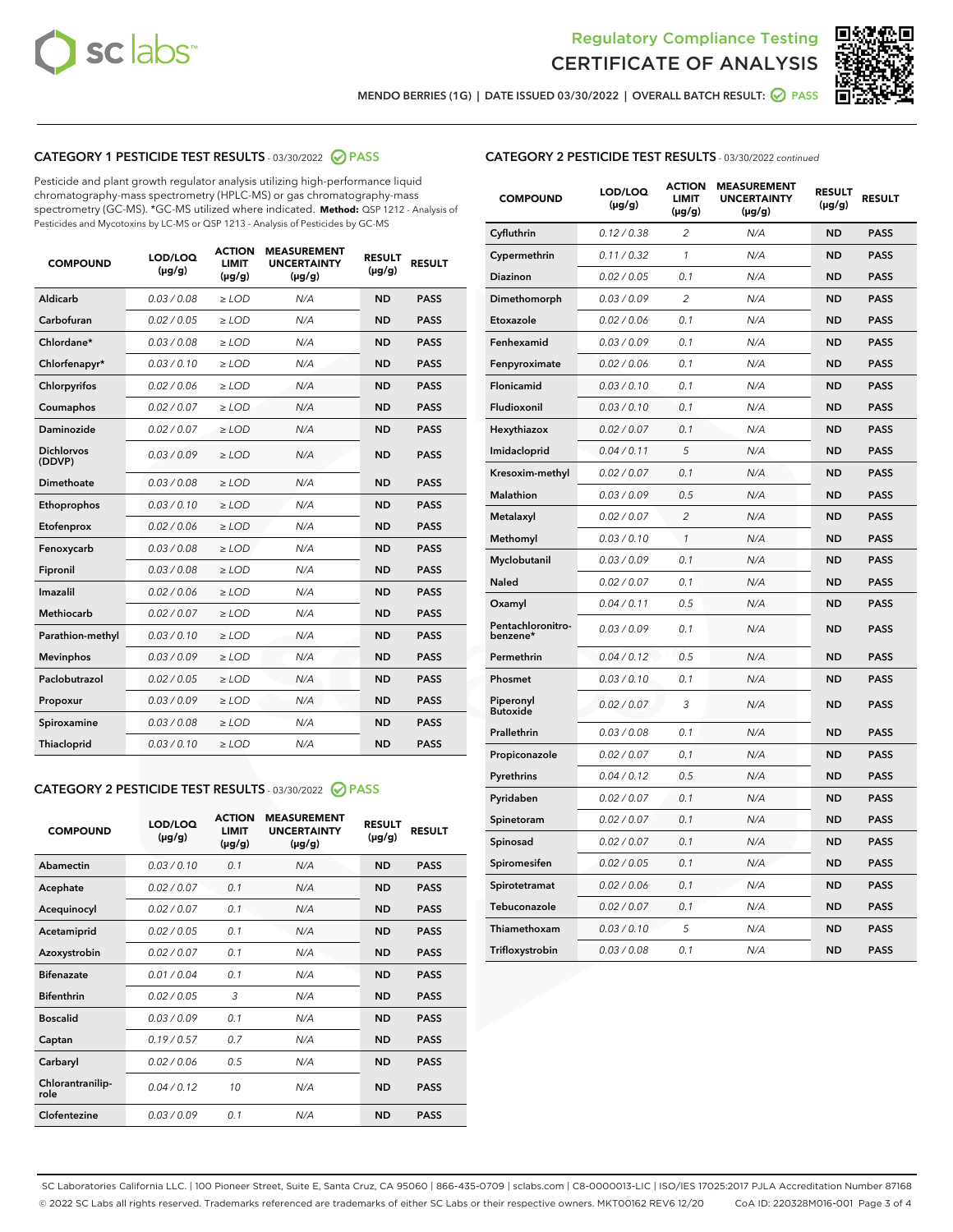Regulatory Compliance Testing
CERTIFICATE OF ANALYSIS

MENDO BERRIES (1G) | DATE ISSUED 03/30/2022 | OVERALL BATCH RESULT: PASS

## CATEGORY 1 PESTICIDE TEST RESULTS - 03/30/2022 PASS

Pesticide and plant growth regulator analysis utilizing high-performance liquid chromatography-mass spectrometry (HPLC-MS) or gas chromatography-mass spectrometry (GC-MS). *GC-MS utilized where indicated. **Method:** QSP 1212 - Analysis of Pesticides and Mycotoxins by LC-MS or QSP 1213 - Analysis of Pesticides by GC-MS

| COMPOUND | LOD/LOQ (µg/g) | ACTION LIMIT (µg/g) | MEASUREMENT UNCERTAINTY (µg/g) | RESULT (µg/g) | RESULT |
|---|---|---|---|---|---|
| Aldicarb | 0.03 / 0.08 | ≥ LOD | N/A | ND | PASS |
| Carbofuran | 0.02 / 0.05 | ≥ LOD | N/A | ND | PASS |
| Chlordane* | 0.03 / 0.08 | ≥ LOD | N/A | ND | PASS |
| Chlorfenapyr* | 0.03 / 0.10 | ≥ LOD | N/A | ND | PASS |
| Chlorpyrifos | 0.02 / 0.06 | ≥ LOD | N/A | ND | PASS |
| Coumaphos | 0.02 / 0.07 | ≥ LOD | N/A | ND | PASS |
| Daminozide | 0.02 / 0.07 | ≥ LOD | N/A | ND | PASS |
| Dichlorvos (DDVP) | 0.03 / 0.09 | ≥ LOD | N/A | ND | PASS |
| Dimethoate | 0.03 / 0.08 | ≥ LOD | N/A | ND | PASS |
| Ethoprophos | 0.03 / 0.10 | ≥ LOD | N/A | ND | PASS |
| Etofenprox | 0.02 / 0.06 | ≥ LOD | N/A | ND | PASS |
| Fenoxycarb | 0.03 / 0.08 | ≥ LOD | N/A | ND | PASS |
| Fipronil | 0.03 / 0.08 | ≥ LOD | N/A | ND | PASS |
| Imazalil | 0.02 / 0.06 | ≥ LOD | N/A | ND | PASS |
| Methiocarb | 0.02 / 0.07 | ≥ LOD | N/A | ND | PASS |
| Parathion-methyl | 0.03 / 0.10 | ≥ LOD | N/A | ND | PASS |
| Mevinphos | 0.03 / 0.09 | ≥ LOD | N/A | ND | PASS |
| Paclobutrazol | 0.02 / 0.05 | ≥ LOD | N/A | ND | PASS |
| Propoxur | 0.03 / 0.09 | ≥ LOD | N/A | ND | PASS |
| Spiroxamine | 0.03 / 0.08 | ≥ LOD | N/A | ND | PASS |
| Thiacloprid | 0.03 / 0.10 | ≥ LOD | N/A | ND | PASS |

## CATEGORY 2 PESTICIDE TEST RESULTS - 03/30/2022 PASS

| COMPOUND | LOD/LOQ (µg/g) | ACTION LIMIT (µg/g) | MEASUREMENT UNCERTAINTY (µg/g) | RESULT (µg/g) | RESULT |
|---|---|---|---|---|---|
| Abamectin | 0.03 / 0.10 | 0.1 | N/A | ND | PASS |
| Acephate | 0.02 / 0.07 | 0.1 | N/A | ND | PASS |
| Acequinocyl | 0.02 / 0.07 | 0.1 | N/A | ND | PASS |
| Acetamiprid | 0.02 / 0.05 | 0.1 | N/A | ND | PASS |
| Azoxystrobin | 0.02 / 0.07 | 0.1 | N/A | ND | PASS |
| Bifenazate | 0.01 / 0.04 | 0.1 | N/A | ND | PASS |
| Bifenthrin | 0.02 / 0.05 | 3 | N/A | ND | PASS |
| Boscalid | 0.03 / 0.09 | 0.1 | N/A | ND | PASS |
| Captan | 0.19 / 0.57 | 0.7 | N/A | ND | PASS |
| Carbaryl | 0.02 / 0.06 | 0.5 | N/A | ND | PASS |
| Chlorantraniliprole | 0.04 / 0.12 | 10 | N/A | ND | PASS |
| Clofentezine | 0.03 / 0.09 | 0.1 | N/A | ND | PASS |
| Cyfluthrin | 0.12 / 0.38 | 2 | N/A | ND | PASS |
| Cypermethrin | 0.11 / 0.32 | 1 | N/A | ND | PASS |
| Diazinon | 0.02 / 0.05 | 0.1 | N/A | ND | PASS |
| Dimethomorph | 0.03 / 0.09 | 2 | N/A | ND | PASS |
| Etoxazole | 0.02 / 0.06 | 0.1 | N/A | ND | PASS |
| Fenhexamid | 0.03 / 0.09 | 0.1 | N/A | ND | PASS |
| Fenpyroximate | 0.02 / 0.06 | 0.1 | N/A | ND | PASS |
| Flonicamid | 0.03 / 0.10 | 0.1 | N/A | ND | PASS |
| Fludioxonil | 0.03 / 0.10 | 0.1 | N/A | ND | PASS |
| Hexythiazox | 0.02 / 0.07 | 0.1 | N/A | ND | PASS |
| Imidacloprid | 0.04 / 0.11 | 5 | N/A | ND | PASS |
| Kresoxim-methyl | 0.02 / 0.07 | 0.1 | N/A | ND | PASS |
| Malathion | 0.03 / 0.09 | 0.5 | N/A | ND | PASS |
| Metalaxyl | 0.02 / 0.07 | 2 | N/A | ND | PASS |
| Methomyl | 0.03 / 0.10 | 1 | N/A | ND | PASS |
| Myclobutanil | 0.03 / 0.09 | 0.1 | N/A | ND | PASS |
| Naled | 0.02 / 0.07 | 0.1 | N/A | ND | PASS |
| Oxamyl | 0.04 / 0.11 | 0.5 | N/A | ND | PASS |
| Pentachloronitrobenzene* | 0.03 / 0.09 | 0.1 | N/A | ND | PASS |
| Permethrin | 0.04 / 0.12 | 0.5 | N/A | ND | PASS |
| Phosmet | 0.03 / 0.10 | 0.1 | N/A | ND | PASS |
| Piperonyl Butoxide | 0.02 / 0.07 | 3 | N/A | ND | PASS |
| Prallethrin | 0.03 / 0.08 | 0.1 | N/A | ND | PASS |
| Propiconazole | 0.02 / 0.07 | 0.1 | N/A | ND | PASS |
| Pyrethrins | 0.04 / 0.12 | 0.5 | N/A | ND | PASS |
| Pyridaben | 0.02 / 0.07 | 0.1 | N/A | ND | PASS |
| Spinetoram | 0.02 / 0.07 | 0.1 | N/A | ND | PASS |
| Spinosad | 0.02 / 0.07 | 0.1 | N/A | ND | PASS |
| Spiromesifen | 0.02 / 0.05 | 0.1 | N/A | ND | PASS |
| Spirotetramat | 0.02 / 0.06 | 0.1 | N/A | ND | PASS |
| Tebuconazole | 0.02 / 0.07 | 0.1 | N/A | ND | PASS |
| Thiamethoxam | 0.03 / 0.10 | 5 | N/A | ND | PASS |
| Trifloxystrobin | 0.03 / 0.08 | 0.1 | N/A | ND | PASS |

SC Laboratories California LLC. | 100 Pioneer Street, Suite E, Santa Cruz, CA 95060 | 866-435-0709 | sclabs.com | C8-0000013-LIC | ISO/IES 17025:2017 PJLA Accreditation Number 87168
© 2022 SC Labs all rights reserved. Trademarks referenced are trademarks of either SC Labs or their respective owners. MKT00162 REV6 12/20 CoA ID: 220328M016-001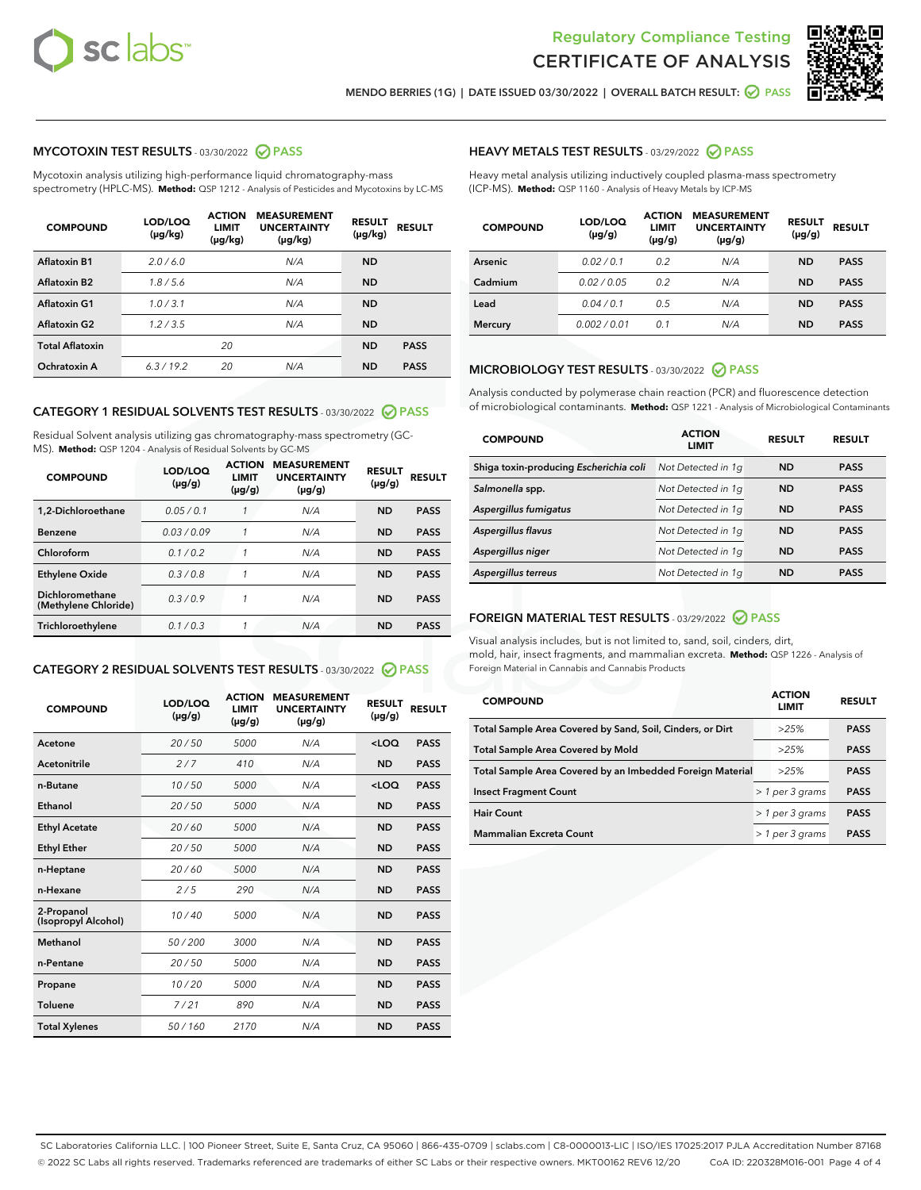Regulatory Compliance Testing
# CERTIFICATE OF ANALYSIS

MENDO BERRIES (1G) | DATE ISSUED 03/30/2022 | OVERALL BATCH RESULT: PASS

## MYCOTOXIN TEST RESULTS - 03/30/2022 PASS

Mycotoxin analysis utilizing high-performance liquid chromatography-mass spectrometry (HPLC-MS). **Method:** QSP 1212 - Analysis of Pesticides and Mycotoxins by LC-MS

| COMPOUND | LOD/LOQ (µg/kg) | ACTION LIMIT (µg/kg) | MEASUREMENT UNCERTAINTY (µg/kg) | RESULT (µg/kg) | RESULT |
|---|---|---|---|---|---|
| Aflatoxin B1 | 2.0 / 6.0 | | N/A | ND | |
| Aflatoxin B2 | 1.8 / 5.6 | | N/A | ND | |
| Aflatoxin G1 | 1.0 / 3.1 | | N/A | ND | |
| Aflatoxin G2 | 1.2 / 3.5 | | N/A | ND | |
| Total Aflatoxin | | 20 | | ND | PASS |
| Ochratoxin A | 6.3 / 19.2 | 20 | N/A | ND | PASS |

## CATEGORY 1 RESIDUAL SOLVENTS TEST RESULTS - 03/30/2022 PASS

Residual Solvent analysis utilizing gas chromatography-mass spectrometry (GC-MS). **Method:** QSP 1204 - Analysis of Residual Solvents by GC-MS

| COMPOUND | LOD/LOQ (µg/g) | ACTION LIMIT (µg/g) | MEASUREMENT UNCERTAINTY (µg/g) | RESULT (µg/g) | RESULT |
|---|---|---|---|---|---|
| 1,2-Dichloroethane | 0.05 / 0.1 | 1 | N/A | ND | PASS |
| Benzene | 0.03 / 0.09 | 1 | N/A | ND | PASS |
| Chloroform | 0.1 / 0.2 | 1 | N/A | ND | PASS |
| Ethylene Oxide | 0.3 / 0.8 | 1 | N/A | ND | PASS |
| Dichloromethane (Methylene Chloride) | 0.3 / 0.9 | 1 | N/A | ND | PASS |
| Trichloroethylene | 0.1 / 0.3 | 1 | N/A | ND | PASS |

## CATEGORY 2 RESIDUAL SOLVENTS TEST RESULTS - 03/30/2022 PASS

| COMPOUND | LOD/LOQ (µg/g) | ACTION LIMIT (µg/g) | MEASUREMENT UNCERTAINTY (µg/g) | RESULT (µg/g) | RESULT |
|---|---|---|---|---|---|
| Acetone | 20 / 50 | 5000 | N/A | <LOQ | PASS |
| Acetonitrile | 2 / 7 | 410 | N/A | ND | PASS |
| n-Butane | 10 / 50 | 5000 | N/A | <LOQ | PASS |
| Ethanol | 20 / 50 | 5000 | N/A | ND | PASS |
| Ethyl Acetate | 20 / 60 | 5000 | N/A | ND | PASS |
| Ethyl Ether | 20 / 50 | 5000 | N/A | ND | PASS |
| n-Heptane | 20 / 60 | 5000 | N/A | ND | PASS |
| n-Hexane | 2 / 5 | 290 | N/A | ND | PASS |
| 2-Propanol (Isopropyl Alcohol) | 10 / 40 | 5000 | N/A | ND | PASS |
| Methanol | 50 / 200 | 3000 | N/A | ND | PASS |
| n-Pentane | 20 / 50 | 5000 | N/A | ND | PASS |
| Propane | 10 / 20 | 5000 | N/A | ND | PASS |
| Toluene | 7 / 21 | 890 | N/A | ND | PASS |
| Total Xylenes | 50 / 160 | 2170 | N/A | ND | PASS |

## HEAVY METALS TEST RESULTS - 03/29/2022 PASS

Heavy metal analysis utilizing inductively coupled plasma-mass spectrometry (ICP-MS). **Method:** QSP 1160 - Analysis of Heavy Metals by ICP-MS

| COMPOUND | LOD/LOQ (µg/g) | ACTION LIMIT (µg/g) | MEASUREMENT UNCERTAINTY (µg/g) | RESULT (µg/g) | RESULT |
|---|---|---|---|---|---|
| Arsenic | 0.02 / 0.1 | 0.2 | N/A | ND | PASS |
| Cadmium | 0.02 / 0.05 | 0.2 | N/A | ND | PASS |
| Lead | 0.04 / 0.1 | 0.5 | N/A | ND | PASS |
| Mercury | 0.002 / 0.01 | 0.1 | N/A | ND | PASS |

## MICROBIOLOGY TEST RESULTS - 03/30/2022 PASS

Analysis conducted by polymerase chain reaction (PCR) and fluorescence detection of microbiological contaminants. **Method:** QSP 1221 - Analysis of Microbiological Contaminants

| COMPOUND | ACTION LIMIT | RESULT | RESULT |
|---|---|---|---|
| Shiga toxin-producing *Escherichia coli* | Not Detected in 1g | ND | PASS |
| *Salmonella* spp. | Not Detected in 1g | ND | PASS |
| *Aspergillus fumigatus* | Not Detected in 1g | ND | PASS |
| *Aspergillus flavus* | Not Detected in 1g | ND | PASS |
| *Aspergillus niger* | Not Detected in 1g | ND | PASS |
| *Aspergillus terreus* | Not Detected in 1g | ND | PASS |

## FOREIGN MATERIAL TEST RESULTS - 03/29/2022 PASS

Visual analysis includes, but is not limited to, sand, soil, cinders, dirt, mold, hair, insect fragments, and mammalian excreta. **Method:** QSP 1226 - Analysis of Foreign Material in Cannabis and Cannabis Products

| COMPOUND | ACTION LIMIT | RESULT |
|---|---|---|
| Total Sample Area Covered by Sand, Soil, Cinders, or Dirt | >25% | PASS |
| Total Sample Area Covered by Mold | >25% | PASS |
| Total Sample Area Covered by an Imbedded Foreign Material | >25% | PASS |
| Insect Fragment Count | > 1 per 3 grams | PASS |
| Hair Count | > 1 per 3 grams | PASS |
| Mammalian Excreta Count | > 1 per 3 grams | PASS |

SC Laboratories California LLC. | 100 Pioneer Street, Suite E, Santa Cruz, CA 95060 | 866-435-0709 | sclabs.com | C8-0000013-LIC | ISO/IES 17025:2017 PJLA Accreditation Number 87168
© 2022 SC Labs all rights reserved. Trademarks referenced are trademarks of either SC Labs or their respective owners. MKT00162 REV6 12/20 CoA ID: 220328M016-001